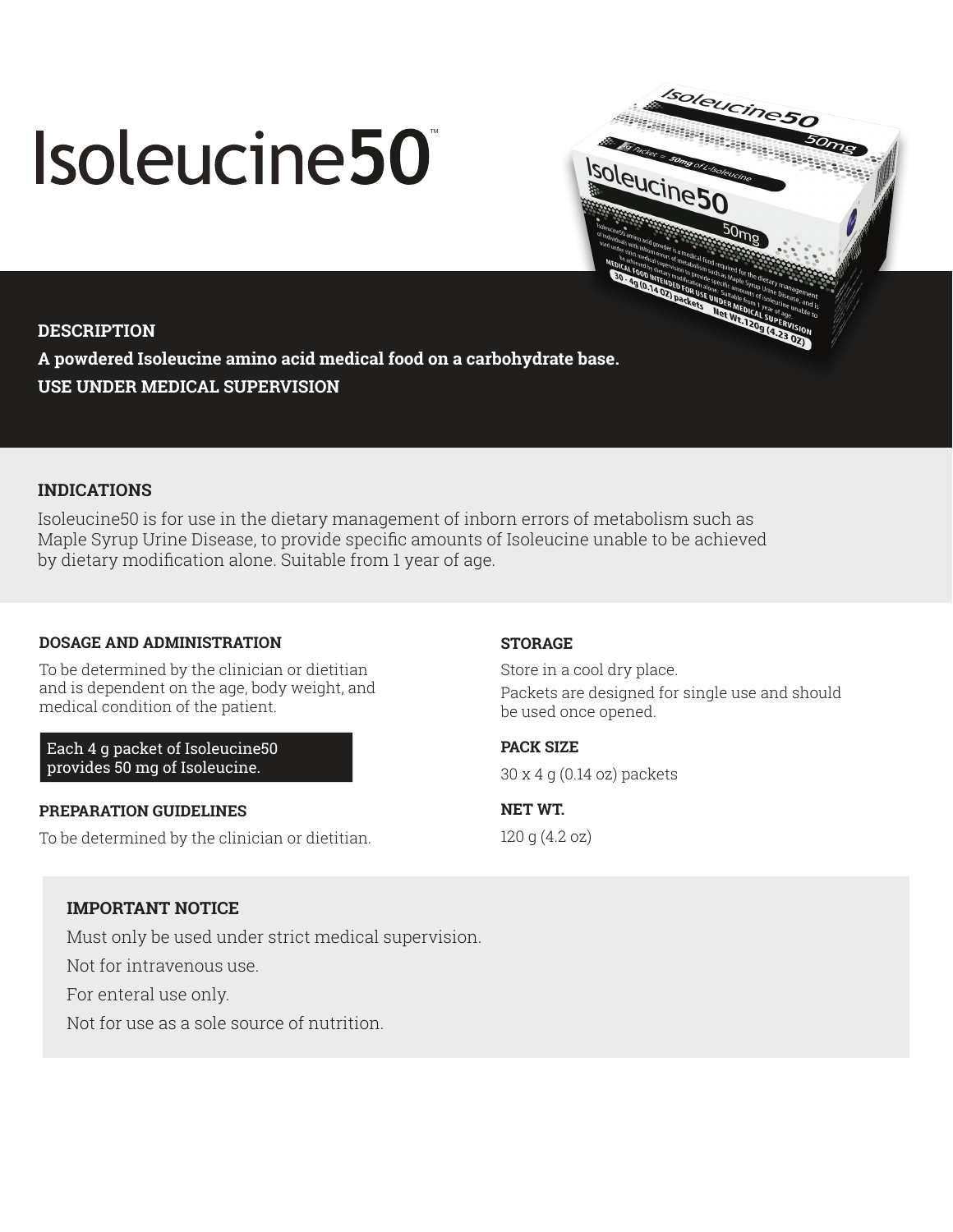# Isoleucine50™

## DESCRIPTION

**A powdered Isoleucine amino acid medical food on a carbohydrate base.**
**USE UNDER MEDICAL SUPERVISION**

## INDICATIONS

Isoleucine50 is for use in the dietary management of inborn errors of metabolism such as Maple Syrup Urine Disease, to provide specific amounts of Isoleucine unable to be achieved by dietary modification alone. Suitable from 1 year of age.

### DOSAGE AND ADMINISTRATION

To be determined by the clinician or dietitian and is dependent on the age, body weight, and medical condition of the patient.

Each 4 g packet of Isoleucine50 provides 50 mg of Isoleucine.

### PREPARATION GUIDELINES

To be determined by the clinician or dietitian.

### STORAGE

Store in a cool dry place.

Packets are designed for single use and should be used once opened.

### PACK SIZE

30 x 4 g (0.14 oz) packets

### NET WT.

120 g (4.2 oz)

### IMPORTANT NOTICE

Must only be used under strict medical supervision.

Not for intravenous use.

For enteral use only.

Not for use as a sole source of nutrition.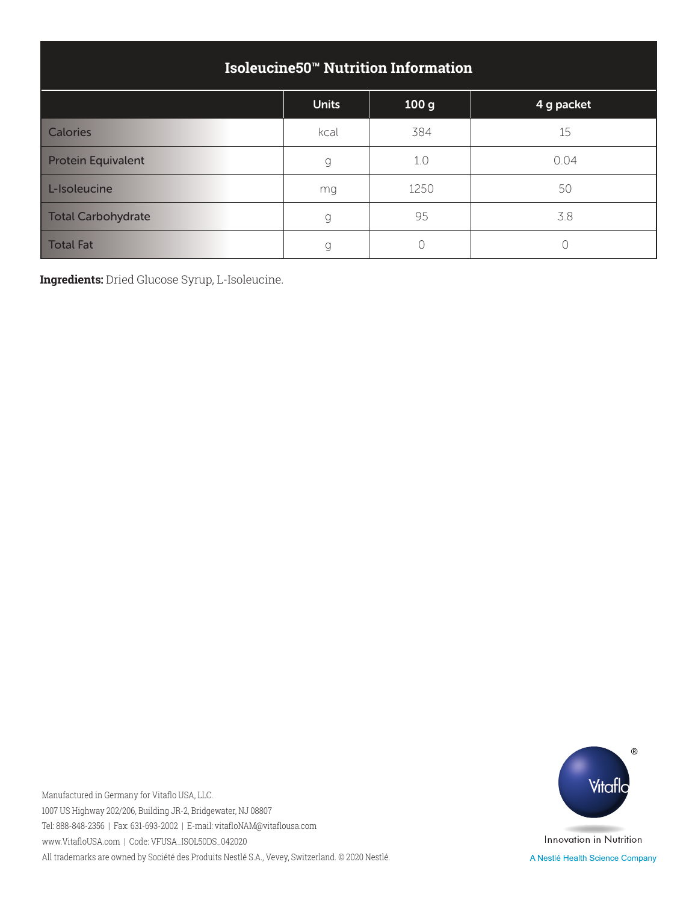## Isoleucine50™ Nutrition Information

| | Units | 100 g | 4 g packet |
|---|---|---|---|
| Calories | kcal | 384 | 15 |
| Protein Equivalent | g | 1.0 | 0.04 |
| L-Isoleucine | mg | 1250 | 50 |
| Total Carbohydrate | g | 95 | 3.8 |
| Total Fat | g | 0 | 0 |

**Ingredients:** Dried Glucose Syrup, L-Isoleucine.

Manufactured in Germany for Vitaflo USA, LLC.
1007 US Highway 202/206, Building JR-2, Bridgewater, NJ 08807
Tel: 888-848-2356 | Fax: 631-693-2002 | E-mail: vitafloNAM@vitaflousa.com
www.VitafloUSA.com | Code: VFUSA_ISOL50DS_042020
All trademarks are owned by Société des Produits Nestlé S.A., Vevey, Switzerland. © 2020 Nestlé.

Vitaflo®
Innovation in Nutrition
A Nestlé Health Science Company